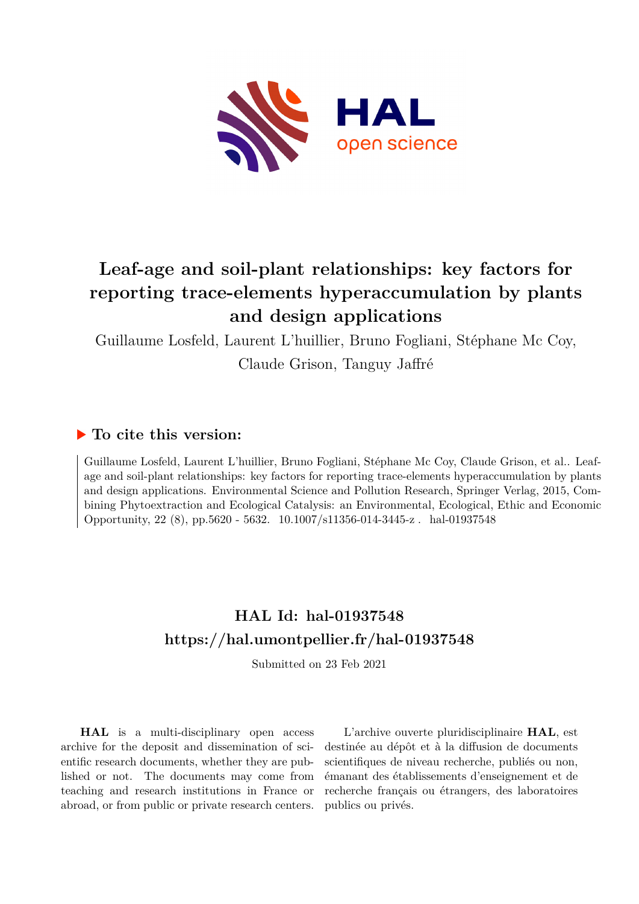# Leaf-age and soil-plant relationships: key factors for reporting trace-elements hyperaccumulation by plants and design applications

Guillaume Losfeld, Laurent L'huillier, Bruno Fogliani, Stéphane Mc Coy, Claude Grison, Tanguy Jaffré

## ▶ To cite this version:

Guillaume Losfeld, Laurent L'huillier, Bruno Fogliani, Stéphane Mc Coy, Claude Grison, et al.. Leaf-age and soil-plant relationships: key factors for reporting trace-elements hyperaccumulation by plants and design applications. Environmental Science and Pollution Research, Springer Verlag, 2015, Combining Phytoextraction and Ecological Catalysis: an Environmental, Ecological, Ethic and Economic Opportunity, 22 (8), pp.5620 - 5632. 10.1007/s11356-014-3445-z . hal-01937548

## HAL Id: hal-01937548
## https://hal.umontpellier.fr/hal-01937548

Submitted on 23 Feb 2021

**HAL** is a multi-disciplinary open access archive for the deposit and dissemination of scientific research documents, whether they are published or not. The documents may come from teaching and research institutions in France or abroad, or from public or private research centers.

L'archive ouverte pluridisciplinaire **HAL**, est destinée au dépôt et à la diffusion de documents scientifiques de niveau recherche, publiés ou non, émanant des établissements d'enseignement et de recherche français ou étrangers, des laboratoires publics ou privés.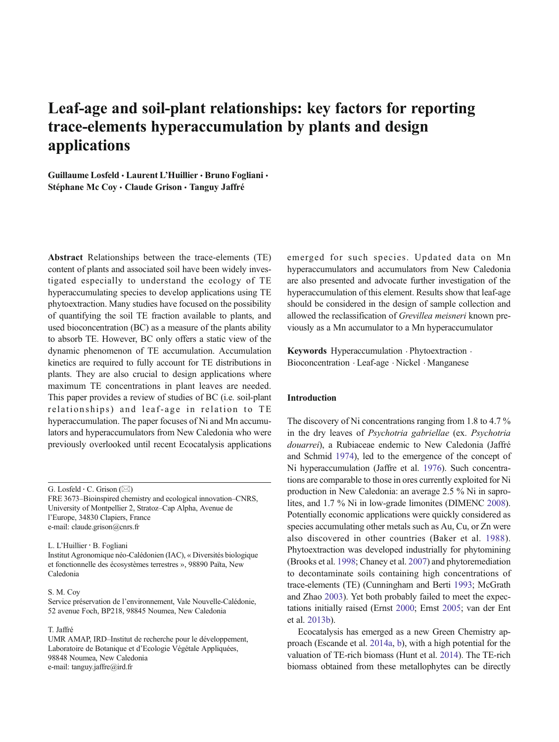# Leaf-age and soil-plant relationships: key factors for reporting trace-elements hyperaccumulation by plants and design applications

**Guillaume Losfeld · Laurent L'Huillier · Bruno Fogliani · Stéphane Mc Coy · Claude Grison · Tanguy Jaffré**

**Abstract** Relationships between the trace-elements (TE) content of plants and associated soil have been widely investigated especially to understand the ecology of TE hyperaccumulating species to develop applications using TE phytoextraction. Many studies have focused on the possibility of quantifying the soil TE fraction available to plants, and used bioconcentration (BC) as a measure of the plants ability to absorb TE. However, BC only offers a static view of the dynamic phenomenon of TE accumulation. Accumulation kinetics are required to fully account for TE distributions in plants. They are also crucial to design applications where maximum TE concentrations in plant leaves are needed. This paper provides a review of studies of BC (i.e. soil-plant relationships) and leaf-age in relation to TE hyperaccumulation. The paper focuses of Ni and Mn accumulators and hyperaccumulators from New Caledonia who were previously overlooked until recent Ecocatalysis applications emerged for such species. Updated data on Mn hyperaccumulators and accumulators from New Caledonia are also presented and advocate further investigation of the hyperaccumulation of this element. Results show that leaf-age should be considered in the design of sample collection and allowed the reclassification of *Grevillea meisneri* known previously as a Mn accumulator to a Mn hyperaccumulator

**Keywords** Hyperaccumulation · Phytoextraction · Bioconcentration · Leaf-age · Nickel · Manganese

G. Losfeld · C. Grison (✉)
FRE 3673–Bioinspired chemistry and ecological innovation–CNRS, University of Montpellier 2, Stratoz–Cap Alpha, Avenue de l'Europe, 34830 Clapiers, France
e-mail: claude.grison@cnrs.fr

L. L'Huillier · B. Fogliani
Institut Agronomique néo-Calédonien (IAC), « Diversités biologique et fonctionnelle des écosystèmes terrestres », 98890 Païta, New Caledonia

S. M. Coy
Service préservation de l'environnement, Vale Nouvelle-Calédonie, 52 avenue Foch, BP218, 98845 Noumea, New Caledonia

T. Jaffré
UMR AMAP, IRD–Institut de recherche pour le développement, Laboratoire de Botanique et d'Ecologie Végétale Appliquées, 98848 Noumea, New Caledonia
e-mail: tanguy.jaffre@ird.fr

## Introduction

The discovery of Ni concentrations ranging from 1.8 to 4.7 % in the dry leaves of *Psychotria gabriellae* (ex. *Psychotria douarrei*), a Rubiaceae endemic to New Caledonia (Jaffré and Schmid 1974), led to the emergence of the concept of Ni hyperaccumulation (Jaffre et al. 1976). Such concentrations are comparable to those in ores currently exploited for Ni production in New Caledonia: an average 2.5 % Ni in saprolites, and 1.7 % Ni in low-grade limonites (DIMENC 2008). Potentially economic applications were quickly considered as species accumulating other metals such as Au, Cu, or Zn were also discovered in other countries (Baker et al. 1988). Phytoextraction was developed industrially for phytomining (Brooks et al. 1998; Chaney et al. 2007) and phytoremediation to decontaminate soils containing high concentrations of trace-elements (TE) (Cunningham and Berti 1993; McGrath and Zhao 2003). Yet both probably failed to meet the expectations initially raised (Ernst 2000; Ernst 2005; van der Ent et al. 2013b).

Ecocatalysis has emerged as a new Green Chemistry approach (Escande et al. 2014a, b), with a high potential for the valuation of TE-rich biomass (Hunt et al. 2014). The TE-rich biomass obtained from these metallophytes can be directly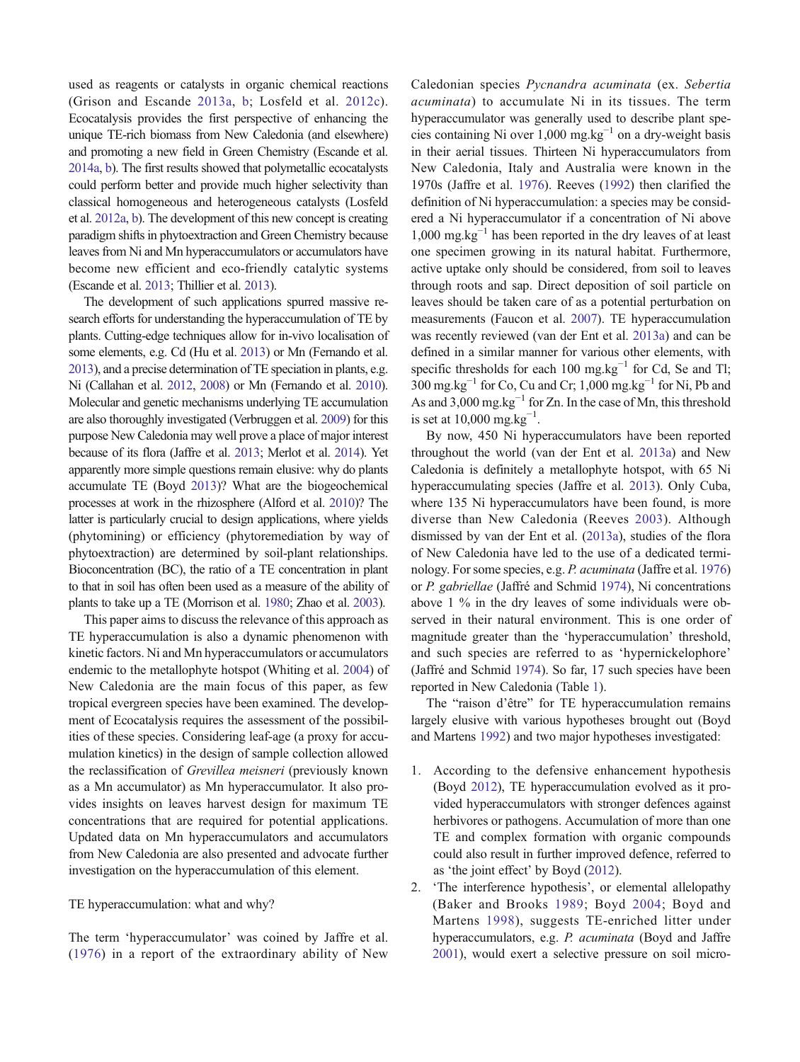used as reagents or catalysts in organic chemical reactions (Grison and Escande 2013a, b; Losfeld et al. 2012c). Ecocatalysis provides the first perspective of enhancing the unique TE-rich biomass from New Caledonia (and elsewhere) and promoting a new field in Green Chemistry (Escande et al. 2014a, b). The first results showed that polymetallic ecocatalysts could perform better and provide much higher selectivity than classical homogeneous and heterogeneous catalysts (Losfeld et al. 2012a, b). The development of this new concept is creating paradigm shifts in phytoextraction and Green Chemistry because leaves from Ni and Mn hyperaccumulators or accumulators have become new efficient and eco-friendly catalytic systems (Escande et al. 2013; Thillier et al. 2013).

The development of such applications spurred massive research efforts for understanding the hyperaccumulation of TE by plants. Cutting-edge techniques allow for in-vivo localisation of some elements, e.g. Cd (Hu et al. 2013) or Mn (Fernando et al. 2013), and a precise determination of TE speciation in plants, e.g. Ni (Callahan et al. 2012, 2008) or Mn (Fernando et al. 2010). Molecular and genetic mechanisms underlying TE accumulation are also thoroughly investigated (Verbruggen et al. 2009) for this purpose New Caledonia may well prove a place of major interest because of its flora (Jaffre et al. 2013; Merlot et al. 2014). Yet apparently more simple questions remain elusive: why do plants accumulate TE (Boyd 2013)? What are the biogeochemical processes at work in the rhizosphere (Alford et al. 2010)? The latter is particularly crucial to design applications, where yields (phytomining) or efficiency (phytoremediation by way of phytoextraction) are determined by soil-plant relationships. Bioconcentration (BC), the ratio of a TE concentration in plant to that in soil has often been used as a measure of the ability of plants to take up a TE (Morrison et al. 1980; Zhao et al. 2003).

This paper aims to discuss the relevance of this approach as TE hyperaccumulation is also a dynamic phenomenon with kinetic factors. Ni and Mn hyperaccumulators or accumulators endemic to the metallophyte hotspot (Whiting et al. 2004) of New Caledonia are the main focus of this paper, as few tropical evergreen species have been examined. The development of Ecocatalysis requires the assessment of the possibilities of these species. Considering leaf-age (a proxy for accumulation kinetics) in the design of sample collection allowed the reclassification of *Grevillea meisneri* (previously known as a Mn accumulator) as Mn hyperaccumulator. It also provides insights on leaves harvest design for maximum TE concentrations that are required for potential applications. Updated data on Mn hyperaccumulators and accumulators from New Caledonia are also presented and advocate further investigation on the hyperaccumulation of this element.

## TE hyperaccumulation: what and why?

The term 'hyperaccumulator' was coined by Jaffre et al. (1976) in a report of the extraordinary ability of New Caledonian species *Pycnandra acuminata* (ex. *Sebertia acuminata*) to accumulate Ni in its tissues. The term hyperaccumulator was generally used to describe plant species containing Ni over 1,000 $mg.kg^{-1}$ on a dry-weight basis in their aerial tissues. Thirteen Ni hyperaccumulators from New Caledonia, Italy and Australia were known in the 1970s (Jaffre et al. 1976). Reeves (1992) then clarified the definition of Ni hyperaccumulation: a species may be considered a Ni hyperaccumulator if a concentration of Ni above 1,000 $mg.kg^{-1}$ has been reported in the dry leaves of at least one specimen growing in its natural habitat. Furthermore, active uptake only should be considered, from soil to leaves through roots and sap. Direct deposition of soil particle on leaves should be taken care of as a potential perturbation on measurements (Faucon et al. 2007). TE hyperaccumulation was recently reviewed (van der Ent et al. 2013a) and can be defined in a similar manner for various other elements, with specific thresholds for each 100 $mg.kg^{-1}$ for Cd, Se and Tl; 300 $mg.kg^{-1}$ for Co, Cu and Cr; 1,000 $mg.kg^{-1}$ for Ni, Pb and As and 3,000 $mg.kg^{-1}$ for Zn. In the case of Mn, this threshold is set at 10,000 $mg.kg^{-1}$.

By now, 450 Ni hyperaccumulators have been reported throughout the world (van der Ent et al. 2013a) and New Caledonia is definitely a metallophyte hotspot, with 65 Ni hyperaccumulating species (Jaffre et al. 2013). Only Cuba, where 135 Ni hyperaccumulators have been found, is more diverse than New Caledonia (Reeves 2003). Although dismissed by van der Ent et al. (2013a), studies of the flora of New Caledonia have led to the use of a dedicated terminology. For some species, e.g. *P. acuminata* (Jaffre et al. 1976) or *P. gabriellae* (Jaffré and Schmid 1974), Ni concentrations above 1 % in the dry leaves of some individuals were observed in their natural environment. This is one order of magnitude greater than the 'hyperaccumulation' threshold, and such species are referred to as 'hypernickelophore' (Jaffré and Schmid 1974). So far, 17 such species have been reported in New Caledonia (Table 1).

The "raison d'être" for TE hyperaccumulation remains largely elusive with various hypotheses brought out (Boyd and Martens 1992) and two major hypotheses investigated:

1. According to the defensive enhancement hypothesis (Boyd 2012), TE hyperaccumulation evolved as it provided hyperaccumulators with stronger defences against herbivores or pathogens. Accumulation of more than one TE and complex formation with organic compounds could also result in further improved defence, referred to as 'the joint effect' by Boyd (2012).
2. 'The interference hypothesis', or elemental allelopathy (Baker and Brooks 1989; Boyd 2004; Boyd and Martens 1998), suggests TE-enriched litter under hyperaccumulators, e.g. *P. acuminata* (Boyd and Jaffre 2001), would exert a selective pressure on soil micro-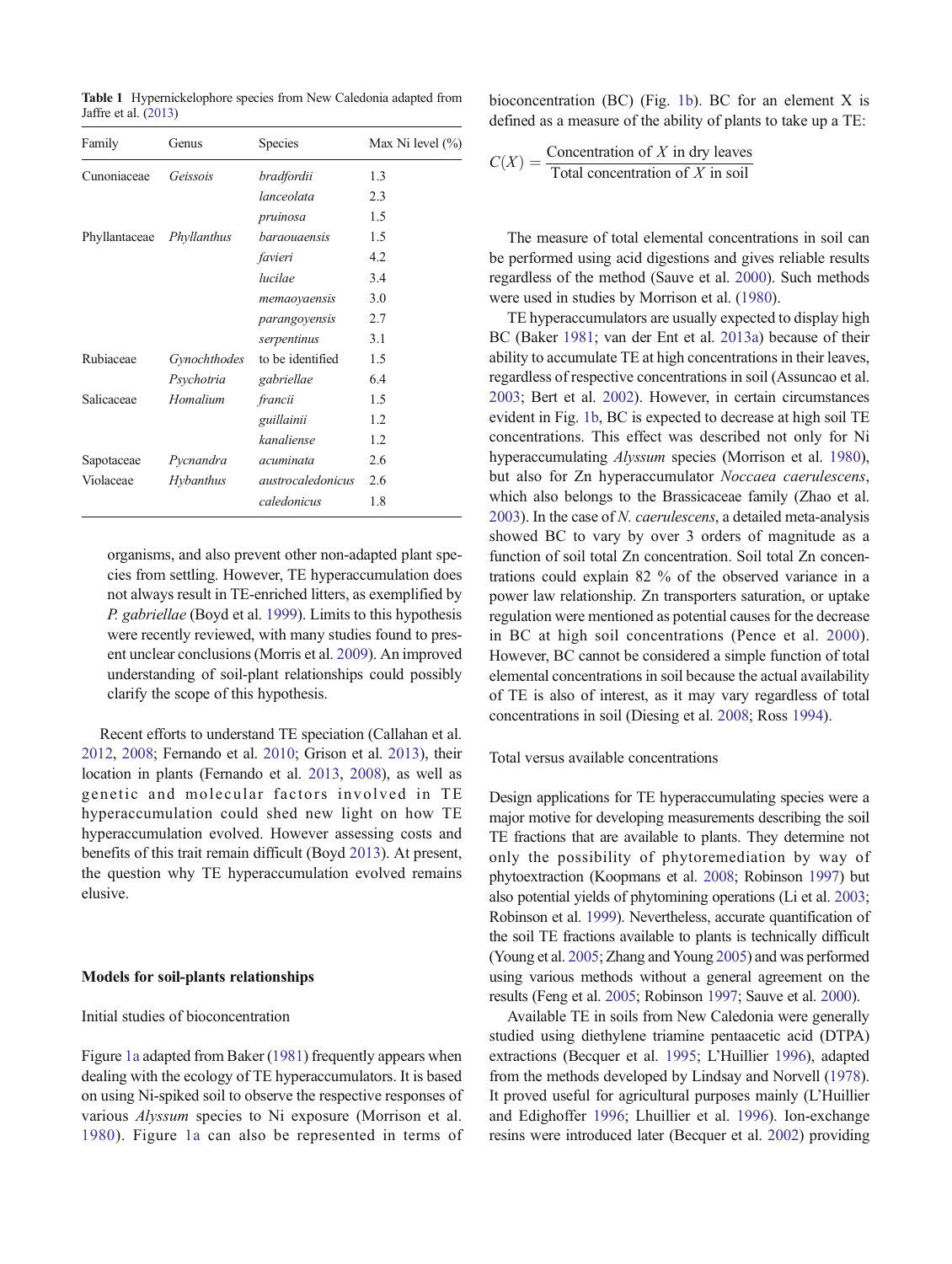**Table 1** Hypernickelophore species from New Caledonia adapted from Jaffre et al. (2013)

| Family | Genus | Species | Max Ni level (%) |
|---|---|---|---|
| Cunoniaceae | *Geissois* | *bradfordii* | 1.3 |
| | | *lanceolata* | 2.3 |
| | | *pruinosa* | 1.5 |
| Phyllantaceae | *Phyllanthus* | *baraouaensis* | 1.5 |
| | | *favieri* | 4.2 |
| | | *lucilae* | 3.4 |
| | | *memaoyaensis* | 3.0 |
| | | *parangoyensis* | 2.7 |
| | | *serpentinus* | 3.1 |
| Rubiaceae | *Gynochthodes* | to be identified | 1.5 |
| | *Psychotria* | *gabriellae* | 6.4 |
| Salicaceae | *Homalium* | *francii* | 1.5 |
| | | *guillainii* | 1.2 |
| | | *kanaliense* | 1.2 |
| Sapotaceae | *Pycnandra* | *acuminata* | 2.6 |
| Violaceae | *Hybanthus* | *austrocaledonicus* | 2.6 |
| | | *caledonicus* | 1.8 |

organisms, and also prevent other non-adapted plant species from settling. However, TE hyperaccumulation does not always result in TE-enriched litters, as exemplified by *P. gabriellae* (Boyd et al. 1999). Limits to this hypothesis were recently reviewed, with many studies found to present unclear conclusions (Morris et al. 2009). An improved understanding of soil-plant relationships could possibly clarify the scope of this hypothesis.

Recent efforts to understand TE speciation (Callahan et al. 2012, 2008; Fernando et al. 2010; Grison et al. 2013), their location in plants (Fernando et al. 2013, 2008), as well as genetic and molecular factors involved in TE hyperaccumulation could shed new light on how TE hyperaccumulation evolved. However assessing costs and benefits of this trait remain difficult (Boyd 2013). At present, the question why TE hyperaccumulation evolved remains elusive.

## Models for soil-plants relationships

### Initial studies of bioconcentration

Figure 1a adapted from Baker (1981) frequently appears when dealing with the ecology of TE hyperaccumulators. It is based on using Ni-spiked soil to observe the respective responses of various *Alyssum* species to Ni exposure (Morrison et al. 1980). Figure 1a can also be represented in terms of bioconcentration (BC) (Fig. 1b). BC for an element X is defined as a measure of the ability of plants to take up a TE:

$$C(X) = \frac{\text{Concentration of } X \text{ in dry leaves}}{\text{Total concentration of } X \text{ in soil}}$$

The measure of total elemental concentrations in soil can be performed using acid digestions and gives reliable results regardless of the method (Sauve et al. 2000). Such methods were used in studies by Morrison et al. (1980).

TE hyperaccumulators are usually expected to display high BC (Baker 1981; van der Ent et al. 2013a) because of their ability to accumulate TE at high concentrations in their leaves, regardless of respective concentrations in soil (Assuncao et al. 2003; Bert et al. 2002). However, in certain circumstances evident in Fig. 1b, BC is expected to decrease at high soil TE concentrations. This effect was described not only for Ni hyperaccumulating *Alyssum* species (Morrison et al. 1980), but also for Zn hyperaccumulator *Noccaea caerulescens*, which also belongs to the Brassicaceae family (Zhao et al. 2003). In the case of *N. caerulescens*, a detailed meta-analysis showed BC to vary by over 3 orders of magnitude as a function of soil total Zn concentration. Soil total Zn concentrations could explain 82 % of the observed variance in a power law relationship. Zn transporters saturation, or uptake regulation were mentioned as potential causes for the decrease in BC at high soil concentrations (Pence et al. 2000). However, BC cannot be considered a simple function of total elemental concentrations in soil because the actual availability of TE is also of interest, as it may vary regardless of total concentrations in soil (Diesing et al. 2008; Ross 1994).

### Total versus available concentrations

Design applications for TE hyperaccumulating species were a major motive for developing measurements describing the soil TE fractions that are available to plants. They determine not only the possibility of phytoremediation by way of phytoextraction (Koopmans et al. 2008; Robinson 1997) but also potential yields of phytomining operations (Li et al. 2003; Robinson et al. 1999). Nevertheless, accurate quantification of the soil TE fractions available to plants is technically difficult (Young et al. 2005; Zhang and Young 2005) and was performed using various methods without a general agreement on the results (Feng et al. 2005; Robinson 1997; Sauve et al. 2000).

Available TE in soils from New Caledonia were generally studied using diethylene triamine pentaacetic acid (DTPA) extractions (Becquer et al. 1995; L'Huillier 1996), adapted from the methods developed by Lindsay and Norvell (1978). It proved useful for agricultural purposes mainly (L'Huillier and Edighoffer 1996; Lhuillier et al. 1996). Ion-exchange resins were introduced later (Becquer et al. 2002) providing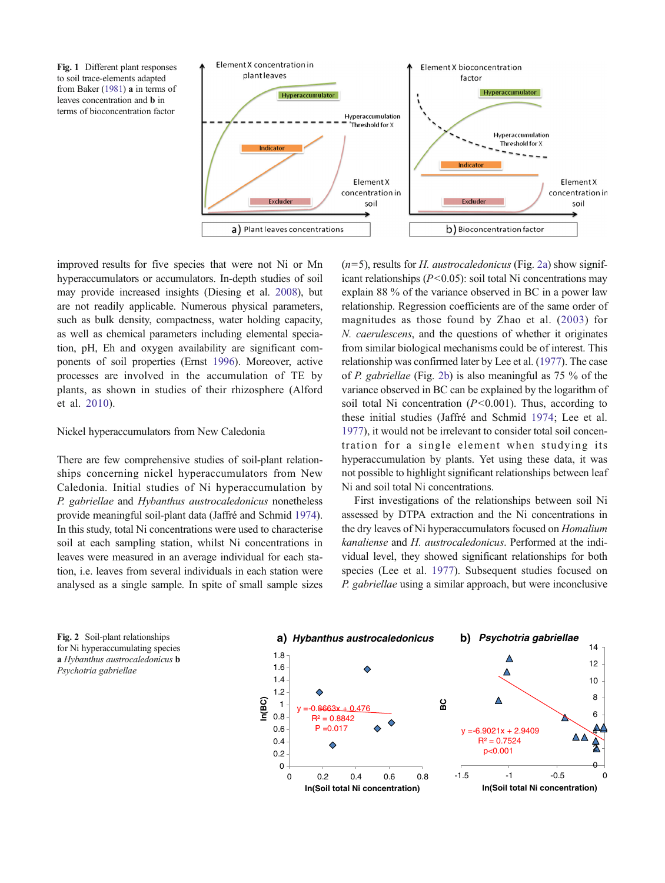**Fig. 1** Different plant responses to soil trace-elements adapted from Baker (1981) **a** in terms of leaves concentration and **b** in terms of bioconcentration factor

improved results for five species that were not Ni or Mn hyperaccumulators or accumulators. In-depth studies of soil may provide increased insights (Diesing et al. 2008), but are not readily applicable. Numerous physical parameters, such as bulk density, compactness, water holding capacity, as well as chemical parameters including elemental speciation, pH, Eh and oxygen availability are significant components of soil properties (Ernst 1996). Moreover, active processes are involved in the accumulation of TE by plants, as shown in studies of their rhizosphere (Alford et al. 2010).

## Nickel hyperaccumulators from New Caledonia

There are few comprehensive studies of soil-plant relationships concerning nickel hyperaccumulators from New Caledonia. Initial studies of Ni hyperaccumulation by *P. gabriellae* and *Hybanthus austrocaledonicus* nonetheless provide meaningful soil-plant data (Jaffré and Schmid 1974). In this study, total Ni concentrations were used to characterise soil at each sampling station, whilst Ni concentrations in leaves were measured in an average individual for each station, i.e. leaves from several individuals in each station were analysed as a single sample. In spite of small sample sizes ($n$=5), results for *H. austrocaledonicus* (Fig. 2a) show significant relationships ($P$<0.05): soil total Ni concentrations may explain 88 % of the variance observed in BC in a power law relationship. Regression coefficients are of the same order of magnitudes as those found by Zhao et al. (2003) for *N. caerulescens*, and the questions of whether it originates from similar biological mechanisms could be of interest. This relationship was confirmed later by Lee et al. (1977). The case of *P. gabriellae* (Fig. 2b) is also meaningful as 75 % of the variance observed in BC can be explained by the logarithm of soil total Ni concentration ($P$<0.001). Thus, according to these initial studies (Jaffré and Schmid 1974; Lee et al. 1977), it would not be irrelevant to consider total soil concentration for a single element when studying its hyperaccumulation by plants. Yet using these data, it was not possible to highlight significant relationships between leaf Ni and soil total Ni concentrations.

First investigations of the relationships between soil Ni assessed by DTPA extraction and the Ni concentrations in the dry leaves of Ni hyperaccumulators focused on *Homalium kanaliense* and *H. austrocaledonicus*. Performed at the individual level, they showed significant relationships for both species (Lee et al. 1977). Subsequent studies focused on *P. gabriellae* using a similar approach, but were inconclusive

**Fig. 2** Soil-plant relationships for Ni hyperaccumulating species **a** *Hybanthus austrocaledonicus* **b** *Psychotria gabriellae*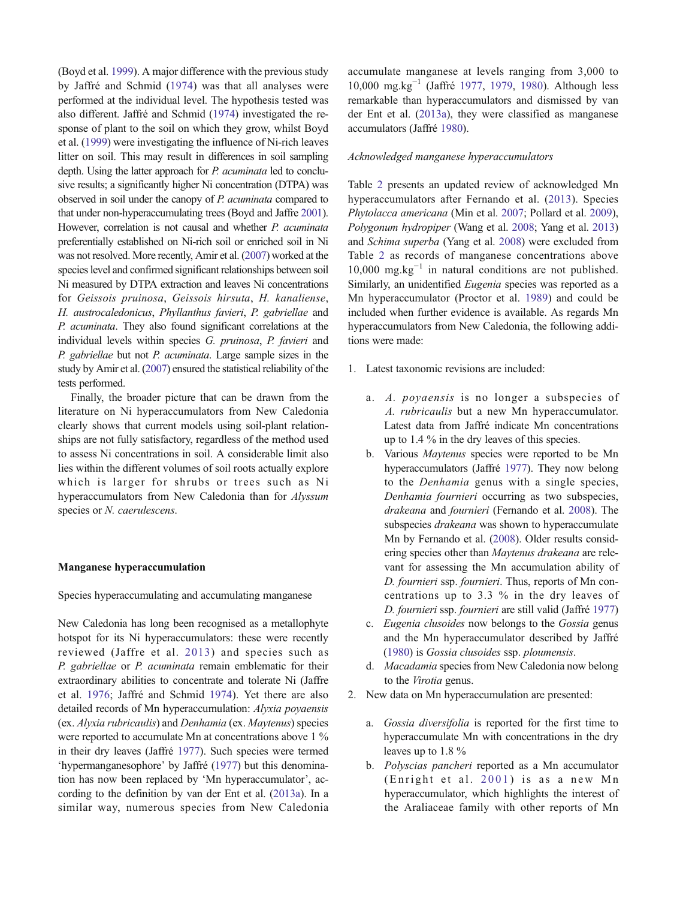(Boyd et al. 1999). A major difference with the previous study by Jaffré and Schmid (1974) was that all analyses were performed at the individual level. The hypothesis tested was also different. Jaffré and Schmid (1974) investigated the response of plant to the soil on which they grow, whilst Boyd et al. (1999) were investigating the influence of Ni-rich leaves litter on soil. This may result in differences in soil sampling depth. Using the latter approach for *P. acuminata* led to conclusive results; a significantly higher Ni concentration (DTPA) was observed in soil under the canopy of *P. acuminata* compared to that under non-hyperaccumulating trees (Boyd and Jaffre 2001). However, correlation is not causal and whether *P. acuminata* preferentially established on Ni-rich soil or enriched soil in Ni was not resolved. More recently, Amir et al. (2007) worked at the species level and confirmed significant relationships between soil Ni measured by DTPA extraction and leaves Ni concentrations for *Geissois pruinosa*, *Geissois hirsuta*, *H. kanaliense*, *H. austrocaledonicus*, *Phyllanthus favieri*, *P. gabriellae* and *P. acuminata*. They also found significant correlations at the individual levels within species *G. pruinosa*, *P. favieri* and *P. gabriellae* but not *P. acuminata*. Large sample sizes in the study by Amir et al. (2007) ensured the statistical reliability of the tests performed.

Finally, the broader picture that can be drawn from the literature on Ni hyperaccumulators from New Caledonia clearly shows that current models using soil-plant relationships are not fully satisfactory, regardless of the method used to assess Ni concentrations in soil. A considerable limit also lies within the different volumes of soil roots actually explore which is larger for shrubs or trees such as Ni hyperaccumulators from New Caledonia than for *Alyssum* species or *N. caerulescens*.

## Manganese hyperaccumulation

### Species hyperaccumulating and accumulating manganese

New Caledonia has long been recognised as a metallophyte hotspot for its Ni hyperaccumulators: these were recently reviewed (Jaffre et al. 2013) and species such as *P. gabriellae* or *P. acuminata* remain emblematic for their extraordinary abilities to concentrate and tolerate Ni (Jaffre et al. 1976; Jaffré and Schmid 1974). Yet there are also detailed records of Mn hyperaccumulation: *Alyxia poyaensis* (ex. *Alyxia rubricaulis*) and *Denhamia* (ex. *Maytenus*) species were reported to accumulate Mn at concentrations above 1 % in their dry leaves (Jaffré 1977). Such species were termed 'hypermanganesophore' by Jaffré (1977) but this denomination has now been replaced by 'Mn hyperaccumulator', according to the definition by van der Ent et al. (2013a). In a similar way, numerous species from New Caledonia accumulate manganese at levels ranging from 3,000 to 10,000 $mg.kg^{-1}$ (Jaffré 1977, 1979, 1980). Although less remarkable than hyperaccumulators and dismissed by van der Ent et al. (2013a), they were classified as manganese accumulators (Jaffré 1980).

### *Acknowledged manganese hyperaccumulators*

Table 2 presents an updated review of acknowledged Mn hyperaccumulators after Fernando et al. (2013). Species *Phytolacca americana* (Min et al. 2007; Pollard et al. 2009), *Polygonum hydropiper* (Wang et al. 2008; Yang et al. 2013) and *Schima superba* (Yang et al. 2008) were excluded from Table 2 as records of manganese concentrations above 10,000 $mg.kg^{-1}$ in natural conditions are not published. Similarly, an unidentified *Eugenia* species was reported as a Mn hyperaccumulator (Proctor et al. 1989) and could be included when further evidence is available. As regards Mn hyperaccumulators from New Caledonia, the following additions were made:

1. Latest taxonomic revisions are included:
   a. *A. poyaensis* is no longer a subspecies of *A. rubricaulis* but a new Mn hyperaccumulator. Latest data from Jaffré indicate Mn concentrations up to 1.4 % in the dry leaves of this species.
   b. Various *Maytenus* species were reported to be Mn hyperaccumulators (Jaffré 1977). They now belong to the *Denhamia* genus with a single species, *Denhamia fournieri* occurring as two subspecies, *drakeana* and *fournieri* (Fernando et al. 2008). The subspecies *drakeana* was shown to hyperaccumulate Mn by Fernando et al. (2008). Older results considering species other than *Maytenus drakeana* are relevant for assessing the Mn accumulation ability of *D. fournieri* ssp. *fournieri*. Thus, reports of Mn concentrations up to 3.3 % in the dry leaves of *D. fournieri* ssp. *fournieri* are still valid (Jaffré 1977)
   c. *Eugenia clusoides* now belongs to the *Gossia* genus and the Mn hyperaccumulator described by Jaffré (1980) is *Gossia clusoides* ssp. *ploumensis*.
   d. *Macadamia* species from New Caledonia now belong to the *Virotia* genus.
2. New data on Mn hyperaccumulation are presented:
   a. *Gossia diversifolia* is reported for the first time to hyperaccumulate Mn with concentrations in the dry leaves up to 1.8 %
   b. *Polyscias pancheri* reported as a Mn accumulator (Enright et al. 2001) is as a new Mn hyperaccumulator, which highlights the interest of the Araliaceae family with other reports of Mn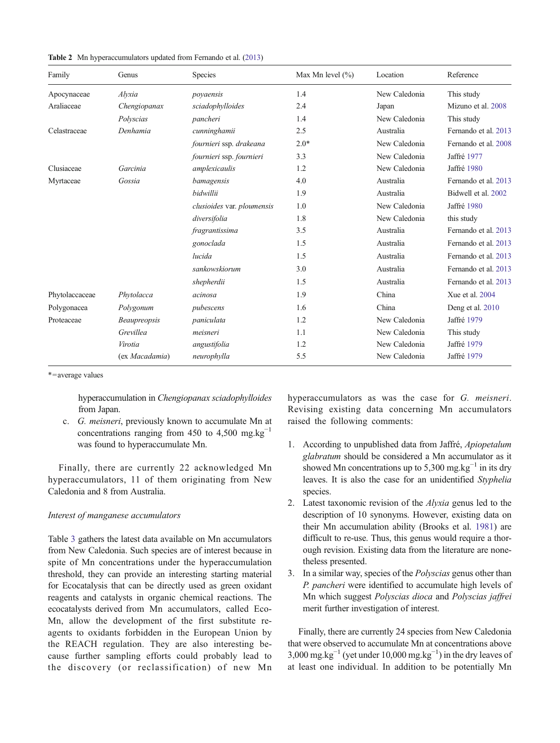**Table 2** Mn hyperaccumulators updated from Fernando et al. (2013)

| Family | Genus | Species | Max Mn level (%) | Location | Reference |
|---|---|---|---|---|---|
| Apocynaceae | *Alyxia* | *poyaensis* | 1.4 | New Caledonia | This study |
| Araliaceae | *Chengiopanax* | *sciadophylloides* | 2.4 | Japan | Mizuno et al. 2008 |
| | *Polyscias* | *pancheri* | 1.4 | New Caledonia | This study |
| Celastraceae | *Denhamia* | *cunninghamii* | 2.5 | Australia | Fernando et al. 2013 |
| | | *fournieri* ssp. *drakeana* | 2.0* | New Caledonia | Fernando et al. 2008 |
| | | *fournieri* ssp. *fournieri* | 3.3 | New Caledonia | Jaffré 1977 |
| Clusiaceae | *Garcinia* | *amplexicaulis* | 1.2 | New Caledonia | Jaffré 1980 |
| Myrtaceae | *Gossia* | *bamagensis* | 4.0 | Australia | Fernando et al. 2013 |
| | | *bidwillii* | 1.9 | Australia | Bidwell et al. 2002 |
| | | *clusioides* var. *ploumensis* | 1.0 | New Caledonia | Jaffré 1980 |
| | | *diversifolia* | 1.8 | New Caledonia | this study |
| | | *fragrantissima* | 3.5 | Australia | Fernando et al. 2013 |
| | | *gonoclada* | 1.5 | Australia | Fernando et al. 2013 |
| | | *lucida* | 1.5 | Australia | Fernando et al. 2013 |
| | | *sankowskiorum* | 3.0 | Australia | Fernando et al. 2013 |
| | | *shepherdii* | 1.5 | Australia | Fernando et al. 2013 |
| Phytolaccaceae | *Phytolacca* | *acinosa* | 1.9 | China | Xue et al. 2004 |
| Polygonacea | *Polygonum* | *pubescens* | 1.6 | China | Deng et al. 2010 |
| Proteaceae | *Beaupreopsis* | *paniculata* | 1.2 | New Caledonia | Jaffré 1979 |
| | *Grevillea* | *meisneri* | 1.1 | New Caledonia | This study |
| | *Virotia* | *angustifolia* | 1.2 | New Caledonia | Jaffré 1979 |
| | (ex *Macadamia*) | *neurophylla* | 5.5 | New Caledonia | Jaffré 1979 |

*=average values

hyperaccumulation in *Chengiopanax sciadophylloides* from Japan.

c. *G. meisneri*, previously known to accumulate Mn at concentrations ranging from 450 to 4,500 $mg.kg^{-1}$ was found to hyperaccumulate Mn.

Finally, there are currently 22 acknowledged Mn hyperaccumulators, 11 of them originating from New Caledonia and 8 from Australia.

*Interest of manganese accumulators*

Table 3 gathers the latest data available on Mn accumulators from New Caledonia. Such species are of interest because in spite of Mn concentrations under the hyperaccumulation threshold, they can provide an interesting starting material for Ecocatalysis that can be directly used as green oxidant reagents and catalysts in organic chemical reactions. The ecocatalysts derived from Mn accumulators, called Eco-Mn, allow the development of the first substitute reagents to oxidants forbidden in the European Union by the REACH regulation. They are also interesting because further sampling efforts could probably lead to the discovery (or reclassification) of new Mn hyperaccumulators as was the case for *G. meisneri*. Revising existing data concerning Mn accumulators raised the following comments:

1. According to unpublished data from Jaffré, *Apiopetalum glabratum* should be considered a Mn accumulator as it showed Mn concentrations up to 5,300 $mg.kg^{-1}$ in its dry leaves. It is also the case for an unidentified *Styphelia* species.
2. Latest taxonomic revision of the *Alyxia* genus led to the description of 10 synonyms. However, existing data on their Mn accumulation ability (Brooks et al. 1981) are difficult to re-use. Thus, this genus would require a thorough revision. Existing data from the literature are nonetheless presented.
3. In a similar way, species of the *Polyscias* genus other than *P. pancheri* were identified to accumulate high levels of Mn which suggest *Polyscias dioca* and *Polyscias jaffrei* merit further investigation of interest.

Finally, there are currently 24 species from New Caledonia that were observed to accumulate Mn at concentrations above 3,000 $mg.kg^{-1}$ (yet under 10,000 $mg.kg^{-1}$) in the dry leaves of at least one individual. In addition to be potentially Mn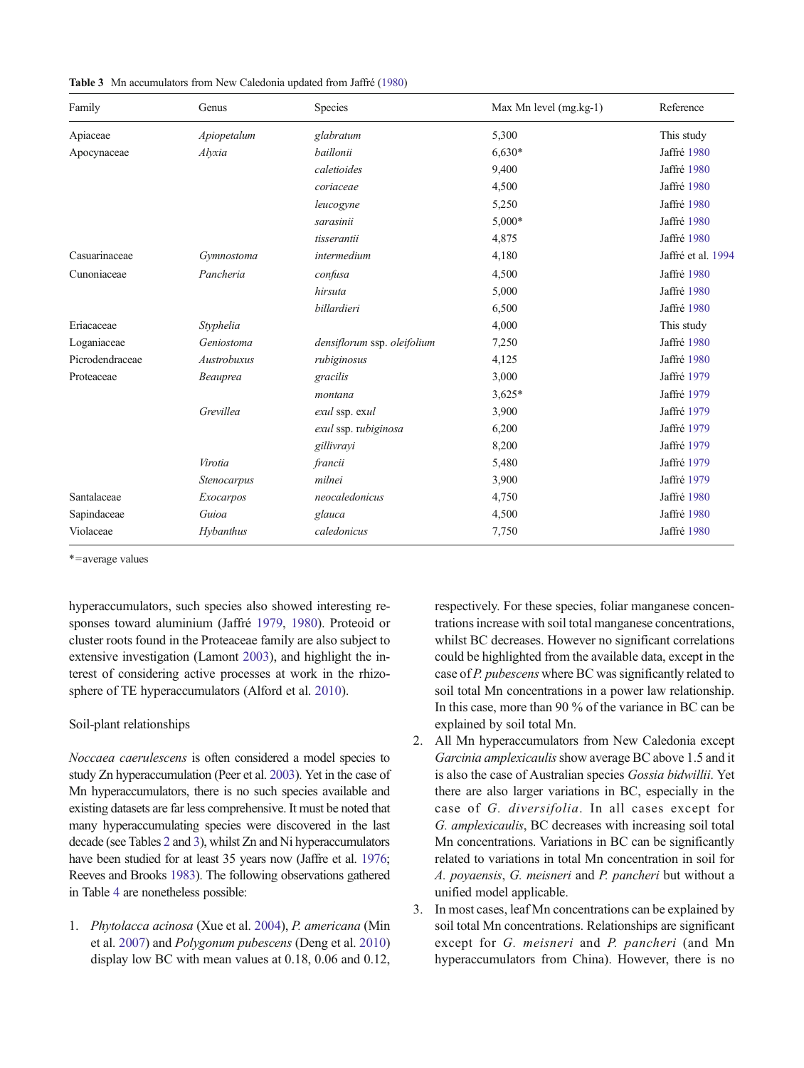**Table 3** Mn accumulators from New Caledonia updated from Jaffré (1980)

| Family | Genus | Species | Max Mn level (mg.kg-1) | Reference |
|---|---|---|---|---|
| Apiaceae | *Apiopetalum* | *glabratum* | 5,300 | This study |
| Apocynaceae | *Alyxia* | *baillonii* | 6,630* | Jaffré 1980 |
| | | *caletioides* | 9,400 | Jaffré 1980 |
| | | *coriaceae* | 4,500 | Jaffré 1980 |
| | | *leucogyne* | 5,250 | Jaffré 1980 |
| | | *sarasinii* | 5,000* | Jaffré 1980 |
| | | *tisserantii* | 4,875 | Jaffré 1980 |
| Casuarinaceae | *Gymnostoma* | *intermedium* | 4,180 | Jaffré et al. 1994 |
| Cunoniaceae | *Pancheria* | *confusa* | 4,500 | Jaffré 1980 |
| | | *hirsuta* | 5,000 | Jaffré 1980 |
| | | *billardieri* | 6,500 | Jaffré 1980 |
| Eriacaceae | *Styphelia* | | 4,000 | This study |
| Loganiaceae | *Geniostoma* | *densiflorum* ssp. *oleifolium* | 7,250 | Jaffré 1980 |
| Picrodendraceae | *Austrobuxus* | *rubiginosus* | 4,125 | Jaffré 1980 |
| Proteaceae | *Beauprea* | *gracilis* | 3,000 | Jaffré 1979 |
| | | *montana* | 3,625* | Jaffré 1979 |
| | *Grevillea* | *exul* ssp. *exul* | 3,900 | Jaffré 1979 |
| | | *exul* ssp. *rubiginosa* | 6,200 | Jaffré 1979 |
| | | *gillivrayi* | 8,200 | Jaffré 1979 |
| | *Virotia* | *francii* | 5,480 | Jaffré 1979 |
| | *Stenocarpus* | *milnei* | 3,900 | Jaffré 1979 |
| Santalaceae | *Exocarpos* | *neocaledonicus* | 4,750 | Jaffré 1980 |
| Sapindaceae | *Guioa* | *glauca* | 4,500 | Jaffré 1980 |
| Violaceae | *Hybanthus* | *caledonicus* | 7,750 | Jaffré 1980 |

*=average values

hyperaccumulators, such species also showed interesting responses toward aluminium (Jaffré 1979, 1980). Proteoid or cluster roots found in the Proteaceae family are also subject to extensive investigation (Lamont 2003), and highlight the interest of considering active processes at work in the rhizosphere of TE hyperaccumulators (Alford et al. 2010).

### Soil-plant relationships

*Noccaea caerulescens* is often considered a model species to study Zn hyperaccumulation (Peer et al. 2003). Yet in the case of Mn hyperaccumulators, there is no such species available and existing datasets are far less comprehensive. It must be noted that many hyperaccumulating species were discovered in the last decade (see Tables 2 and 3), whilst Zn and Ni hyperaccumulators have been studied for at least 35 years now (Jaffre et al. 1976; Reeves and Brooks 1983). The following observations gathered in Table 4 are nonetheless possible:

1. *Phytolacca acinosa* (Xue et al. 2004), *P. americana* (Min et al. 2007) and *Polygonum pubescens* (Deng et al. 2010) display low BC with mean values at 0.18, 0.06 and 0.12, respectively. For these species, foliar manganese concentrations increase with soil total manganese concentrations, whilst BC decreases. However no significant correlations could be highlighted from the available data, except in the case of *P. pubescens* where BC was significantly related to soil total Mn concentrations in a power law relationship. In this case, more than 90 % of the variance in BC can be explained by soil total Mn.
2. All Mn hyperaccumulators from New Caledonia except *Garcinia amplexicaulis* show average BC above 1.5 and it is also the case of Australian species *Gossia bidwillii*. Yet there are also larger variations in BC, especially in the case of *G. diversifolia*. In all cases except for *G. amplexicaulis*, BC decreases with increasing soil total Mn concentrations. Variations in BC can be significantly related to variations in total Mn concentration in soil for *A. poyaensis*, *G. meisneri* and *P. pancheri* but without a unified model applicable.
3. In most cases, leaf Mn concentrations can be explained by soil total Mn concentrations. Relationships are significant except for *G. meisneri* and *P. pancheri* (and Mn hyperaccumulators from China). However, there is no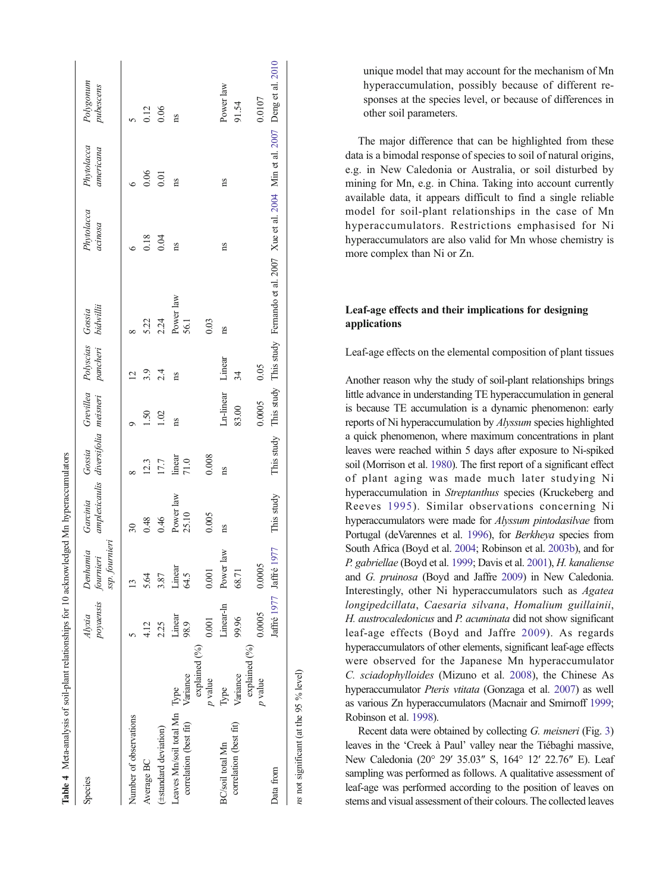**Table 4** Meta-analysis of soil-plant relationships for 10 acknowledged Mn hyperaccumulators

| Species | | *Alyxia poyaensis* | *Denhamia fournieri* ssp. *fournieri* | *Garcinia amplexicaulis* | *Gossia diversifolia* | *Grevillea meisneri* | *Polyscias pancheri* | *Gossia bidwillii* | *Phytolacca acinosa* | *Phytolacca americana* | *Polygonum pubescens* |
|---|---|---|---|---|---|---|---|---|---|---|---|
| Number of observations | | 5 | 13 | 30 | 8 | 9 | 12 | 8 | 6 | 6 | 5 |
| Average BC | | 4.12 | 5.64 | 0.48 | 12.3 | 1.50 | 3.9 | 5.22 | 0.18 | 0.06 | 0.12 |
| (±standard deviation) | | 2.25 | 3.87 | 0.46 | 17.7 | 1.02 | 2.4 | 2.24 | 0.04 | 0.01 | 0.06 |
| Leaves Mn/soil total Mn correlation (best fit) | Type | Linear | Linear | Power law | linear | ns | ns | Power law | ns | ns | ns |
| | Variance explained (%) | 98.9 | 64.5 | 25.10 | 71.0 | | | 56.1 | | | |
| | *p* value | 0.001 | 0.001 | 0.005 | 0.008 | | | 0.03 | | | |
| BC/soil total Mn correlation (best fit) | Type | Linear-ln | Power law | ns | ns | Ln-linear | Linear | ns | ns | ns | Power law |
| | Variance explained (%) | 99.96 | 68.71 | | | 83.00 | 34 | | | | 91.54 |
| | *p* value | 0.0005 | 0.0005 | | | 0.0005 | 0.05 | | | | 0.0107 |
| Data from | | Jaffré 1977 | Jaffré 1977 | This study | This study | This study | This study | Fernando et al. 2007 | Xue et al. 2004 | Min et al. 2007 | Deng et al. 2010 |

*ns* not significant (at the 95 % level)

unique model that may account for the mechanism of Mn hyperaccumulation, possibly because of different responses at the species level, or because of differences in other soil parameters.

The major difference that can be highlighted from these data is a bimodal response of species to soil of natural origins, e.g. in New Caledonia or Australia, or soil disturbed by mining for Mn, e.g. in China. Taking into account currently available data, it appears difficult to find a single reliable model for soil-plant relationships in the case of Mn hyperaccumulators. Restrictions emphasised for Ni hyperaccumulators are also valid for Mn whose chemistry is more complex than Ni or Zn.

## Leaf-age effects and their implications for designing applications

### Leaf-age effects on the elemental composition of plant tissues

Another reason why the study of soil-plant relationships brings little advance in understanding TE hyperaccumulation in general is because TE accumulation is a dynamic phenomenon: early reports of Ni hyperaccumulation by *Alyssum* species highlighted a quick phenomenon, where maximum concentrations in plant leaves were reached within 5 days after exposure to Ni-spiked soil (Morrison et al. 1980). The first report of a significant effect of plant aging was made much later studying Ni hyperaccumulation in *Streptanthus* species (Kruckeberg and Reeves 1995). Similar observations concerning Ni hyperaccumulators were made for *Alyssum pintodasilvae* from Portugal (deVarennes et al. 1996), for *Berkheya* species from South Africa (Boyd et al. 2004; Robinson et al. 2003b), and for *P. gabriellae* (Boyd et al. 1999; Davis et al. 2001), *H. kanaliense* and *G. pruinosa* (Boyd and Jaffre 2009) in New Caledonia. Interestingly, other Ni hyperaccumulators such as *Agatea longipedcillata*, *Caesaria silvana*, *Homalium guillainii*, *H. austrocaledonicus* and *P. acuminata* did not show significant leaf-age effects (Boyd and Jaffre 2009). As regards hyperaccumulators of other elements, significant leaf-age effects were observed for the Japanese Mn hyperaccumulator *C. sciadophylloides* (Mizuno et al. 2008), the Chinese As hyperaccumulator *Pteris vtitata* (Gonzaga et al. 2007) as well as various Zn hyperaccumulators (Macnair and Smirnoff 1999; Robinson et al. 1998).

Recent data were obtained by collecting *G. meisneri* (Fig. 3) leaves in the 'Creek à Paul' valley near the Tiébaghi massive, New Caledonia (20° 29′ 35.03″ S, 164° 12′ 22.76″ E). Leaf sampling was performed as follows. A qualitative assessment of leaf-age was performed according to the position of leaves on stems and visual assessment of their colours. The collected leaves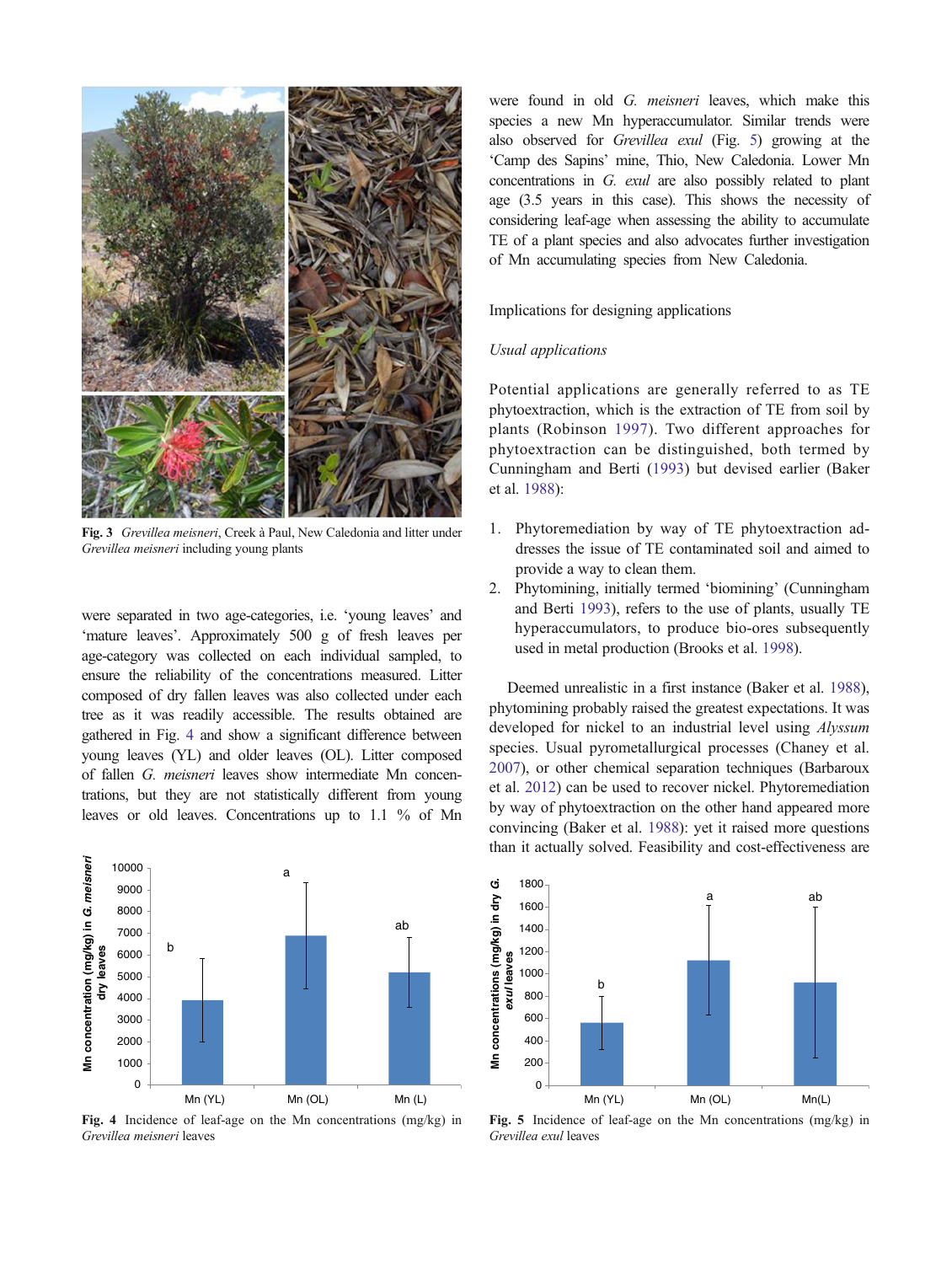Fig. 3 *Grevillea meisneri*, Creek à Paul, New Caledonia and litter under *Grevillea meisneri* including young plants

were separated in two age-categories, i.e. 'young leaves' and 'mature leaves'. Approximately 500 g of fresh leaves per age-category was collected on each individual sampled, to ensure the reliability of the concentrations measured. Litter composed of dry fallen leaves was also collected under each tree as it was readily accessible. The results obtained are gathered in Fig. 4 and show a significant difference between young leaves (YL) and older leaves (OL). Litter composed of fallen *G. meisneri* leaves show intermediate Mn concentrations, but they are not statistically different from young leaves or old leaves. Concentrations up to 1.1 % of Mn were found in old *G. meisneri* leaves, which make this species a new Mn hyperaccumulator. Similar trends were also observed for *Grevillea exul* (Fig. 5) growing at the 'Camp des Sapins' mine, Thio, New Caledonia. Lower Mn concentrations in *G. exul* are also possibly related to plant age (3.5 years in this case). This shows the necessity of considering leaf-age when assessing the ability to accumulate TE of a plant species and also advocates further investigation of Mn accumulating species from New Caledonia.

Fig. 4 Incidence of leaf-age on the Mn concentrations (mg/kg) in *Grevillea meisneri* leaves

Fig. 5 Incidence of leaf-age on the Mn concentrations (mg/kg) in *Grevillea exul* leaves

## Implications for designing applications

### *Usual applications*

Potential applications are generally referred to as TE phytoextraction, which is the extraction of TE from soil by plants (Robinson 1997). Two different approaches for phytoextraction can be distinguished, both termed by Cunningham and Berti (1993) but devised earlier (Baker et al. 1988):

1. Phytoremediation by way of TE phytoextraction addresses the issue of TE contaminated soil and aimed to provide a way to clean them.
2. Phytomining, initially termed 'biomining' (Cunningham and Berti 1993), refers to the use of plants, usually TE hyperaccumulators, to produce bio-ores subsequently used in metal production (Brooks et al. 1998).

Deemed unrealistic in a first instance (Baker et al. 1988), phytomining probably raised the greatest expectations. It was developed for nickel to an industrial level using *Alyssum* species. Usual pyrometallurgical processes (Chaney et al. 2007), or other chemical separation techniques (Barbaroux et al. 2012) can be used to recover nickel. Phytoremediation by way of phytoextraction on the other hand appeared more convincing (Baker et al. 1988): yet it raised more questions than it actually solved. Feasibility and cost-effectiveness are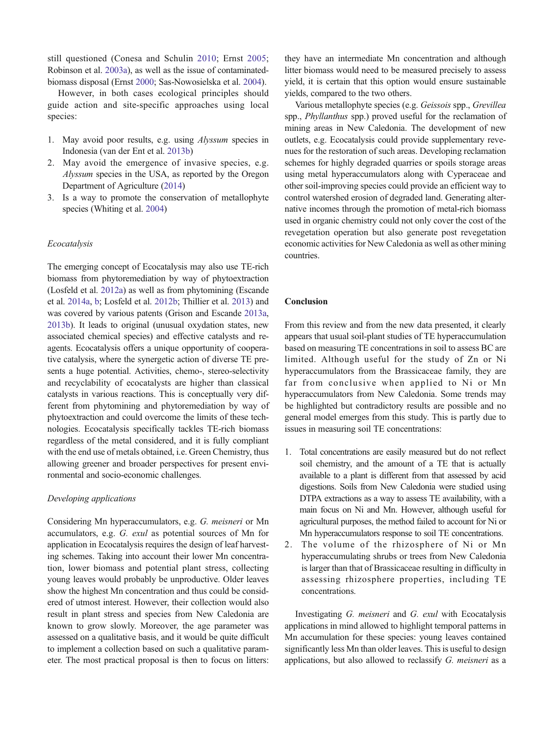still questioned (Conesa and Schulin 2010; Ernst 2005; Robinson et al. 2003a), as well as the issue of contaminated-biomass disposal (Ernst 2000; Sas-Nowosielska et al. 2004).

However, in both cases ecological principles should guide action and site-specific approaches using local species:

1. May avoid poor results, e.g. using *Alyssum* species in Indonesia (van der Ent et al. 2013b)
2. May avoid the emergence of invasive species, e.g. *Alyssum* species in the USA, as reported by the Oregon Department of Agriculture (2014)
3. Is a way to promote the conservation of metallophyte species (Whiting et al. 2004)

### *Ecocatalysis*

The emerging concept of Ecocatalysis may also use TE-rich biomass from phytoremediation by way of phytoextraction (Losfeld et al. 2012a) as well as from phytomining (Escande et al. 2014a, b; Losfeld et al. 2012b; Thillier et al. 2013) and was covered by various patents (Grison and Escande 2013a, 2013b). It leads to original (unusual oxydation states, new associated chemical species) and effective catalysts and reagents. Ecocatalysis offers a unique opportunity of cooperative catalysis, where the synergetic action of diverse TE presents a huge potential. Activities, chemo-, stereo-selectivity and recyclability of ecocatalysts are higher than classical catalysts in various reactions. This is conceptually very different from phytomining and phytoremediation by way of phytoextraction and could overcome the limits of these technologies. Ecocatalysis specifically tackles TE-rich biomass regardless of the metal considered, and it is fully compliant with the end use of metals obtained, i.e. Green Chemistry, thus allowing greener and broader perspectives for present environmental and socio-economic challenges.

### *Developing applications*

Considering Mn hyperaccumulators, e.g. *G. meisneri* or Mn accumulators, e.g. *G. exul* as potential sources of Mn for application in Ecocatalysis requires the design of leaf harvesting schemes. Taking into account their lower Mn concentration, lower biomass and potential plant stress, collecting young leaves would probably be unproductive. Older leaves show the highest Mn concentration and thus could be considered of utmost interest. However, their collection would also result in plant stress and species from New Caledonia are known to grow slowly. Moreover, the age parameter was assessed on a qualitative basis, and it would be quite difficult to implement a collection based on such a qualitative parameter. The most practical proposal is then to focus on litters: they have an intermediate Mn concentration and although litter biomass would need to be measured precisely to assess yield, it is certain that this option would ensure sustainable yields, compared to the two others.

Various metallophyte species (e.g. *Geissois* spp., *Grevillea* spp., *Phyllanthus* spp.) proved useful for the reclamation of mining areas in New Caledonia. The development of new outlets, e.g. Ecocatalysis could provide supplementary revenues for the restoration of such areas. Developing reclamation schemes for highly degraded quarries or spoils storage areas using metal hyperaccumulators along with Cyperaceae and other soil-improving species could provide an efficient way to control watershed erosion of degraded land. Generating alternative incomes through the promotion of metal-rich biomass used in organic chemistry could not only cover the cost of the revegetation operation but also generate post revegetation economic activities for New Caledonia as well as other mining countries.

## Conclusion

From this review and from the new data presented, it clearly appears that usual soil-plant studies of TE hyperaccumulation based on measuring TE concentrations in soil to assess BC are limited. Although useful for the study of Zn or Ni hyperaccumulators from the Brassicaceae family, they are far from conclusive when applied to Ni or Mn hyperaccumulators from New Caledonia. Some trends may be highlighted but contradictory results are possible and no general model emerges from this study. This is partly due to issues in measuring soil TE concentrations:

1. Total concentrations are easily measured but do not reflect soil chemistry, and the amount of a TE that is actually available to a plant is different from that assessed by acid digestions. Soils from New Caledonia were studied using DTPA extractions as a way to assess TE availability, with a main focus on Ni and Mn. However, although useful for agricultural purposes, the method failed to account for Ni or Mn hyperaccumulators response to soil TE concentrations.
2. The volume of the rhizosphere of Ni or Mn hyperaccumulating shrubs or trees from New Caledonia is larger than that of Brassicaceae resulting in difficulty in assessing rhizosphere properties, including TE concentrations.

Investigating *G. meisneri* and *G. exul* with Ecocatalysis applications in mind allowed to highlight temporal patterns in Mn accumulation for these species: young leaves contained significantly less Mn than older leaves. This is useful to design applications, but also allowed to reclassify *G. meisneri* as a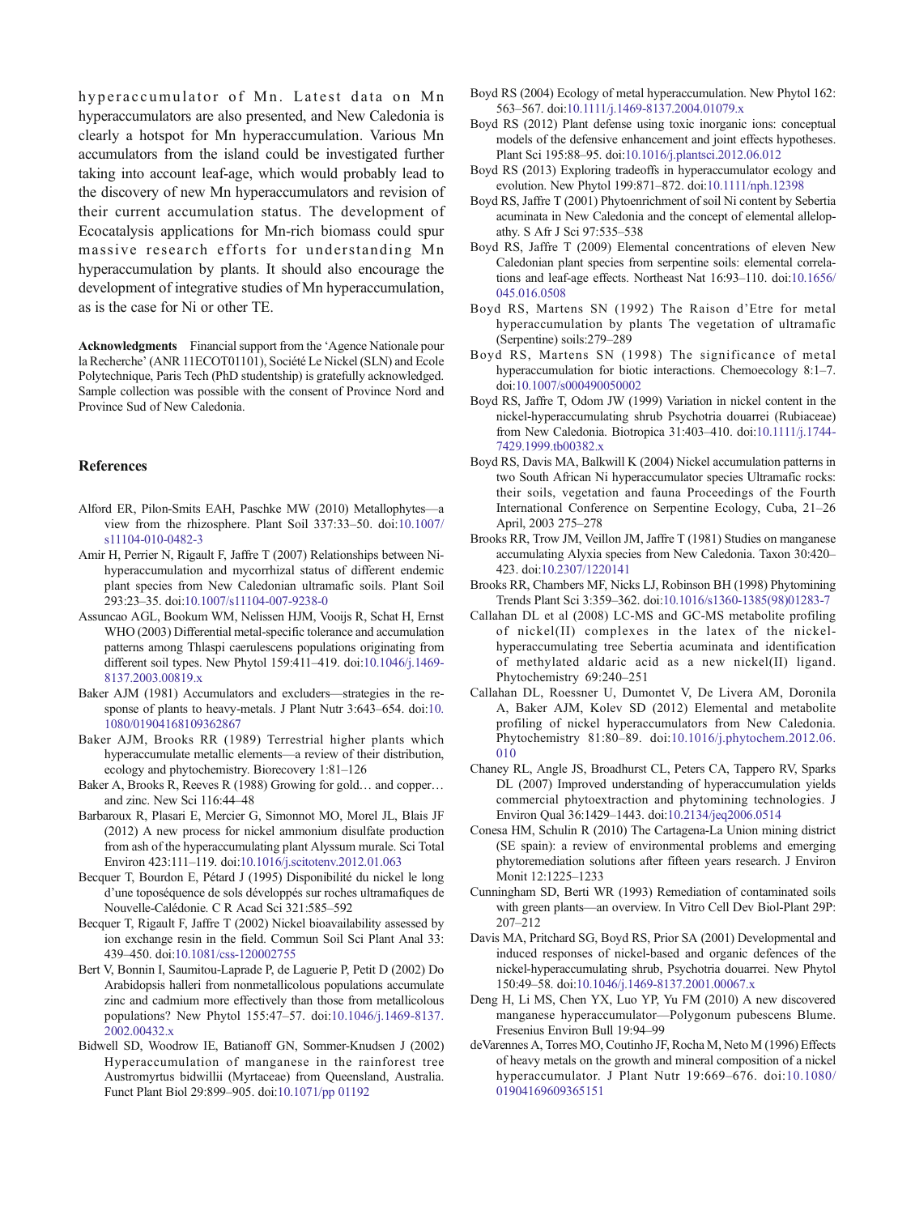hyperaccumulator of Mn. Latest data on Mn hyperaccumulators are also presented, and New Caledonia is clearly a hotspot for Mn hyperaccumulation. Various Mn accumulators from the island could be investigated further taking into account leaf-age, which would probably lead to the discovery of new Mn hyperaccumulators and revision of their current accumulation status. The development of Ecocatalysis applications for Mn-rich biomass could spur massive research efforts for understanding Mn hyperaccumulation by plants. It should also encourage the development of integrative studies of Mn hyperaccumulation, as is the case for Ni or other TE.

**Acknowledgments** Financial support from the 'Agence Nationale pour la Recherche' (ANR 11ECOT01101), Société Le Nickel (SLN) and Ecole Polytechnique, Paris Tech (PhD studentship) is gratefully acknowledged. Sample collection was possible with the consent of Province Nord and Province Sud of New Caledonia.

## References

Alford ER, Pilon-Smits EAH, Paschke MW (2010) Metallophytes—a view from the rhizosphere. Plant Soil 337:33–50. doi:10.1007/s11104-010-0482-3

Amir H, Perrier N, Rigault F, Jaffre T (2007) Relationships between Ni-hyperaccumulation and mycorrhizal status of different endemic plant species from New Caledonian ultramafic soils. Plant Soil 293:23–35. doi:10.1007/s11104-007-9238-0

Assuncao AGL, Bookum WM, Nelissen HJM, Vooijs R, Schat H, Ernst WHO (2003) Differential metal-specific tolerance and accumulation patterns among Thlaspi caerulescens populations originating from different soil types. New Phytol 159:411–419. doi:10.1046/j.1469-8137.2003.00819.x

Baker AJM (1981) Accumulators and excluders—strategies in the response of plants to heavy-metals. J Plant Nutr 3:643–654. doi:10.1080/01904168109362867

Baker AJM, Brooks RR (1989) Terrestrial higher plants which hyperaccumulate metallic elements—a review of their distribution, ecology and phytochemistry. Biorecovery 1:81–126

Baker A, Brooks R, Reeves R (1988) Growing for gold… and copper… and zinc. New Sci 116:44–48

Barbaroux R, Plasari E, Mercier G, Simonnot MO, Morel JL, Blais JF (2012) A new process for nickel ammonium disulfate production from ash of the hyperaccumulating plant Alyssum murale. Sci Total Environ 423:111–119. doi:10.1016/j.scitotenv.2012.01.063

Becquer T, Bourdon E, Pétard J (1995) Disponibilité du nickel le long d'une toposéquence de sols développés sur roches ultramafiques de Nouvelle-Calédonie. C R Acad Sci 321:585–592

Becquer T, Rigault F, Jaffre T (2002) Nickel bioavailability assessed by ion exchange resin in the field. Commun Soil Sci Plant Anal 33:439–450. doi:10.1081/css-120002755

Bert V, Bonnin I, Saumitou-Laprade P, de Laguerie P, Petit D (2002) Do Arabidopsis halleri from nonmetallicolous populations accumulate zinc and cadmium more effectively than those from metallicolous populations? New Phytol 155:47–57. doi:10.1046/j.1469-8137.2002.00432.x

Bidwell SD, Woodrow IE, Batianoff GN, Sommer-Knudsen J (2002) Hyperaccumulation of manganese in the rainforest tree Austromyrtus bidwillii (Myrtaceae) from Queensland, Australia. Funct Plant Biol 29:899–905. doi:10.1071/pp 01192

Boyd RS (2004) Ecology of metal hyperaccumulation. New Phytol 162:563–567. doi:10.1111/j.1469-8137.2004.01079.x

Boyd RS (2012) Plant defense using toxic inorganic ions: conceptual models of the defensive enhancement and joint effects hypotheses. Plant Sci 195:88–95. doi:10.1016/j.plantsci.2012.06.012

Boyd RS (2013) Exploring tradeoffs in hyperaccumulator ecology and evolution. New Phytol 199:871–872. doi:10.1111/nph.12398

Boyd RS, Jaffre T (2001) Phytoenrichment of soil Ni content by Sebertia acuminata in New Caledonia and the concept of elemental allelopathy. S Afr J Sci 97:535–538

Boyd RS, Jaffre T (2009) Elemental concentrations of eleven New Caledonian plant species from serpentine soils: elemental correlations and leaf-age effects. Northeast Nat 16:93–110. doi:10.1656/045.016.0508

Boyd RS, Martens SN (1992) The Raison d'Etre for metal hyperaccumulation by plants The vegetation of ultramafic (Serpentine) soils:279–289

Boyd RS, Martens SN (1998) The significance of metal hyperaccumulation for biotic interactions. Chemoecology 8:1–7. doi:10.1007/s000490050002

Boyd RS, Jaffre T, Odom JW (1999) Variation in nickel content in the nickel-hyperaccumulating shrub Psychotria douarrei (Rubiaceae) from New Caledonia. Biotropica 31:403–410. doi:10.1111/j.1744-7429.1999.tb00382.x

Boyd RS, Davis MA, Balkwill K (2004) Nickel accumulation patterns in two South African Ni hyperaccumulator species Ultramafic rocks: their soils, vegetation and fauna Proceedings of the Fourth International Conference on Serpentine Ecology, Cuba, 21–26 April, 2003 275–278

Brooks RR, Trow JM, Veillon JM, Jaffre T (1981) Studies on manganese accumulating Alyxia species from New Caledonia. Taxon 30:420–423. doi:10.2307/1220141

Brooks RR, Chambers MF, Nicks LJ, Robinson BH (1998) Phytomining Trends Plant Sci 3:359–362. doi:10.1016/s1360-1385(98)01283-7

Callahan DL et al (2008) LC-MS and GC-MS metabolite profiling of nickel(II) complexes in the latex of the nickel-hyperaccumulating tree Sebertia acuminata and identification of methylated aldaric acid as a new nickel(II) ligand. Phytochemistry 69:240–251

Callahan DL, Roessner U, Dumontet V, De Livera AM, Doronila A, Baker AJM, Kolev SD (2012) Elemental and metabolite profiling of nickel hyperaccumulators from New Caledonia. Phytochemistry 81:80–89. doi:10.1016/j.phytochem.2012.06.010

Chaney RL, Angle JS, Broadhurst CL, Peters CA, Tappero RV, Sparks DL (2007) Improved understanding of hyperaccumulation yields commercial phytoextraction and phytomining technologies. J Environ Qual 36:1429–1443. doi:10.2134/jeq2006.0514

Conesa HM, Schulin R (2010) The Cartagena-La Union mining district (SE spain): a review of environmental problems and emerging phytoremediation solutions after fifteen years research. J Environ Monit 12:1225–1233

Cunningham SD, Berti WR (1993) Remediation of contaminated soils with green plants—an overview. In Vitro Cell Dev Biol-Plant 29P:207–212

Davis MA, Pritchard SG, Boyd RS, Prior SA (2001) Developmental and induced responses of nickel-based and organic defences of the nickel-hyperaccumulating shrub, Psychotria douarrei. New Phytol 150:49–58. doi:10.1046/j.1469-8137.2001.00067.x

Deng H, Li MS, Chen YX, Luo YP, Yu FM (2010) A new discovered manganese hyperaccumulator—Polygonum pubescens Blume. Fresenius Environ Bull 19:94–99

deVarennes A, Torres MO, Coutinho JF, Rocha M, Neto M (1996) Effects of heavy metals on the growth and mineral composition of a nickel hyperaccumulator. J Plant Nutr 19:669–676. doi:10.1080/01904169609365151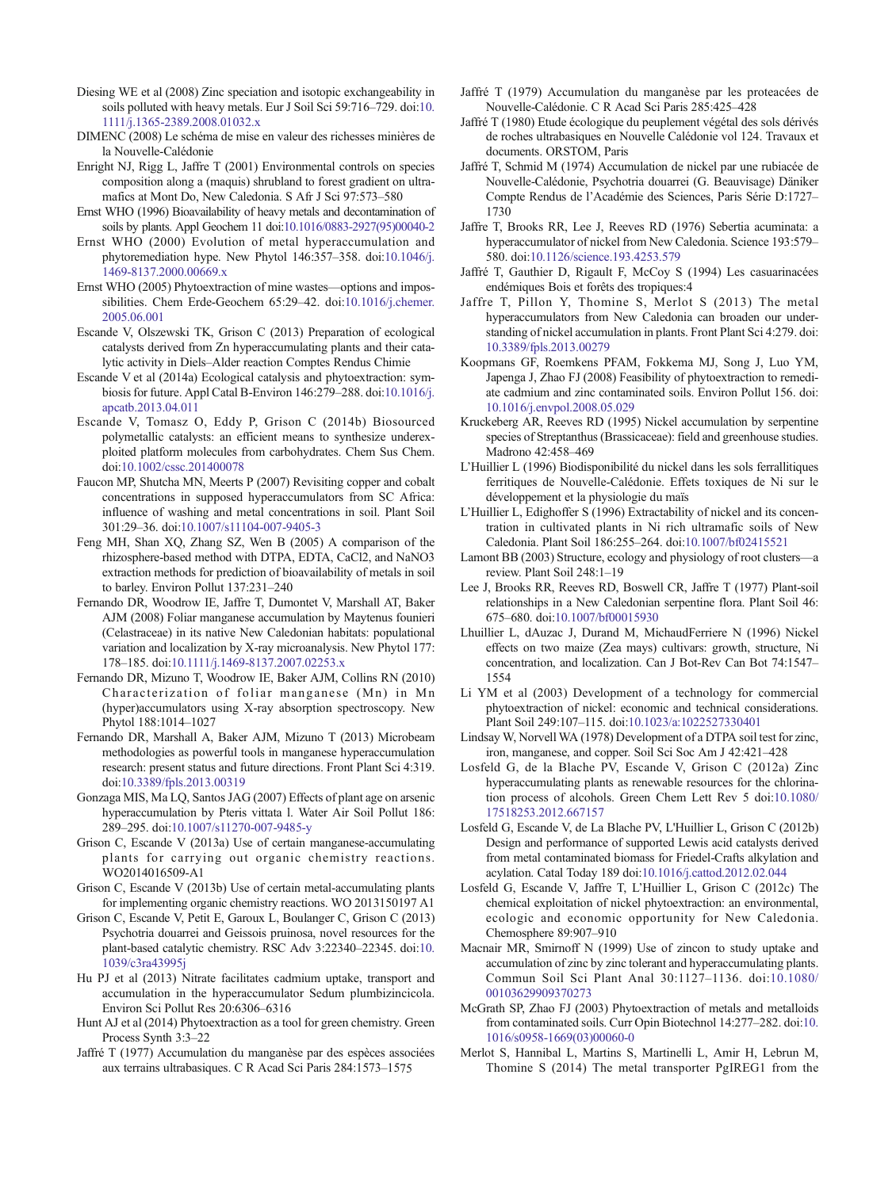Diesing WE et al (2008) Zinc speciation and isotopic exchangeability in soils polluted with heavy metals. Eur J Soil Sci 59:716–729. doi:10.1111/j.1365-2389.2008.01032.x

DIMENC (2008) Le schéma de mise en valeur des richesses minières de la Nouvelle-Calédonie

Enright NJ, Rigg L, Jaffre T (2001) Environmental controls on species composition along a (maquis) shrubland to forest gradient on ultramafics at Mont Do, New Caledonia. S Afr J Sci 97:573–580

Ernst WHO (1996) Bioavailability of heavy metals and decontamination of soils by plants. Appl Geochem 11 doi:10.1016/0883-2927(95)00040-2

Ernst WHO (2000) Evolution of metal hyperaccumulation and phytoremediation hype. New Phytol 146:357–358. doi:10.1046/j.1469-8137.2000.00669.x

Ernst WHO (2005) Phytoextraction of mine wastes—options and impossibilities. Chem Erde-Geochem 65:29–42. doi:10.1016/j.chemer.2005.06.001

Escande V, Olszewski TK, Grison C (2013) Preparation of ecological catalysts derived from Zn hyperaccumulating plants and their catalytic activity in Diels–Alder reaction Comptes Rendus Chimie

Escande V et al (2014a) Ecological catalysis and phytoextraction: symbiosis for future. Appl Catal B-Environ 146:279–288. doi:10.1016/j.apcatb.2013.04.011

Escande V, Tomasz O, Eddy P, Grison C (2014b) Biosourced polymetallic catalysts: an efficient means to synthesize underexploited platform molecules from carbohydrates. Chem Sus Chem. doi:10.1002/cssc.201400078

Faucon MP, Shutcha MN, Meerts P (2007) Revisiting copper and cobalt concentrations in supposed hyperaccumulators from SC Africa: influence of washing and metal concentrations in soil. Plant Soil 301:29–36. doi:10.1007/s11104-007-9405-3

Feng MH, Shan XQ, Zhang SZ, Wen B (2005) A comparison of the rhizosphere-based method with DTPA, EDTA, CaCl2, and NaNO3 extraction methods for prediction of bioavailability of metals in soil to barley. Environ Pollut 137:231–240

Fernando DR, Woodrow IE, Jaffre T, Dumontet V, Marshall AT, Baker AJM (2008) Foliar manganese accumulation by Maytenus founieri (Celastraceae) in its native New Caledonian habitats: populational variation and localization by X-ray microanalysis. New Phytol 177:178–185. doi:10.1111/j.1469-8137.2007.02253.x

Fernando DR, Mizuno T, Woodrow IE, Baker AJM, Collins RN (2010) Characterization of foliar manganese (Mn) in Mn (hyper)accumulators using X-ray absorption spectroscopy. New Phytol 188:1014–1027

Fernando DR, Marshall A, Baker AJM, Mizuno T (2013) Microbeam methodologies as powerful tools in manganese hyperaccumulation research: present status and future directions. Front Plant Sci 4:319. doi:10.3389/fpls.2013.00319

Gonzaga MIS, Ma LQ, Santos JAG (2007) Effects of plant age on arsenic hyperaccumulation by Pteris vittata l. Water Air Soil Pollut 186:289–295. doi:10.1007/s11270-007-9485-y

Grison C, Escande V (2013a) Use of certain manganese-accumulating plants for carrying out organic chemistry reactions. WO2014016509-A1

Grison C, Escande V (2013b) Use of certain metal-accumulating plants for implementing organic chemistry reactions. WO 2013150197 A1

Grison C, Escande V, Petit E, Garoux L, Boulanger C, Grison C (2013) Psychotria douarrei and Geissois pruinosa, novel resources for the plant-based catalytic chemistry. RSC Adv 3:22340–22345. doi:10.1039/c3ra43995j

Hu PJ et al (2013) Nitrate facilitates cadmium uptake, transport and accumulation in the hyperaccumulator Sedum plumbizincicola. Environ Sci Pollut Res 20:6306–6316

Hunt AJ et al (2014) Phytoextraction as a tool for green chemistry. Green Process Synth 3:3–22

Jaffré T (1977) Accumulation du manganèse par des espèces associées aux terrains ultrabasiques. C R Acad Sci Paris 284:1573–1575

Jaffré T (1979) Accumulation du manganèse par les proteacées de Nouvelle-Calédonie. C R Acad Sci Paris 285:425–428

Jaffré T (1980) Etude écologique du peuplement végétal des sols dérivés de roches ultrabasiques en Nouvelle Calédonie vol 124. Travaux et documents. ORSTOM, Paris

Jaffré T, Schmid M (1974) Accumulation de nickel par une rubiacée de Nouvelle-Calédonie, Psychotria douarrei (G. Beauvisage) Däniker Compte Rendus de l'Académie des Sciences, Paris Série D:1727–1730

Jaffre T, Brooks RR, Lee J, Reeves RD (1976) Sebertia acuminata: a hyperaccumulator of nickel from New Caledonia. Science 193:579–580. doi:10.1126/science.193.4253.579

Jaffré T, Gauthier D, Rigault F, McCoy S (1994) Les casuarinacées endémiques Bois et forêts des tropiques:4

Jaffre T, Pillon Y, Thomine S, Merlot S (2013) The metal hyperaccumulators from New Caledonia can broaden our understanding of nickel accumulation in plants. Front Plant Sci 4:279. doi:10.3389/fpls.2013.00279

Koopmans GF, Roemkens PFAM, Fokkema MJ, Song J, Luo YM, Japenga J, Zhao FJ (2008) Feasibility of phytoextraction to remediate cadmium and zinc contaminated soils. Environ Pollut 156. doi:10.1016/j.envpol.2008.05.029

Kruckeberg AR, Reeves RD (1995) Nickel accumulation by serpentine species of Streptanthus (Brassicaceae): field and greenhouse studies. Madrono 42:458–469

L'Huillier L (1996) Biodisponibilité du nickel dans les sols ferrallitiques ferritiques de Nouvelle-Calédonie. Effets toxiques de Ni sur le développement et la physiologie du maïs

L'Huillier L, Edighoffer S (1996) Extractability of nickel and its concentration in cultivated plants in Ni rich ultramafic soils of New Caledonia. Plant Soil 186:255–264. doi:10.1007/bf02415521

Lamont BB (2003) Structure, ecology and physiology of root clusters—a review. Plant Soil 248:1–19

Lee J, Brooks RR, Reeves RD, Boswell CR, Jaffre T (1977) Plant-soil relationships in a New Caledonian serpentine flora. Plant Soil 46:675–680. doi:10.1007/bf00015930

Lhuillier L, dAuzac J, Durand M, MichaudFerriere N (1996) Nickel effects on two maize (Zea mays) cultivars: growth, structure, Ni concentration, and localization. Can J Bot-Rev Can Bot 74:1547–1554

Li YM et al (2003) Development of a technology for commercial phytoextraction of nickel: economic and technical considerations. Plant Soil 249:107–115. doi:10.1023/a:1022527330401

Lindsay W, Norvell WA (1978) Development of a DTPA soil test for zinc, iron, manganese, and copper. Soil Sci Soc Am J 42:421–428

Losfeld G, de la Blache PV, Escande V, Grison C (2012a) Zinc hyperaccumulating plants as renewable resources for the chlorination process of alcohols. Green Chem Lett Rev 5 doi:10.1080/17518253.2012.667157

Losfeld G, Escande V, de La Blache PV, L'Huillier L, Grison C (2012b) Design and performance of supported Lewis acid catalysts derived from metal contaminated biomass for Friedel-Crafts alkylation and acylation. Catal Today 189 doi:10.1016/j.cattod.2012.02.044

Losfeld G, Escande V, Jaffre T, L'Huillier L, Grison C (2012c) The chemical exploitation of nickel phytoextraction: an environmental, ecologic and economic opportunity for New Caledonia. Chemosphere 89:907–910

Macnair MR, Smirnoff N (1999) Use of zincon to study uptake and accumulation of zinc by zinc tolerant and hyperaccumulating plants. Commun Soil Sci Plant Anal 30:1127–1136. doi:10.1080/00103629909370273

McGrath SP, Zhao FJ (2003) Phytoextraction of metals and metalloids from contaminated soils. Curr Opin Biotechnol 14:277–282. doi:10.1016/s0958-1669(03)00060-0

Merlot S, Hannibal L, Martins S, Martinelli L, Amir H, Lebrun M, Thomine S (2014) The metal transporter PgIREG1 from the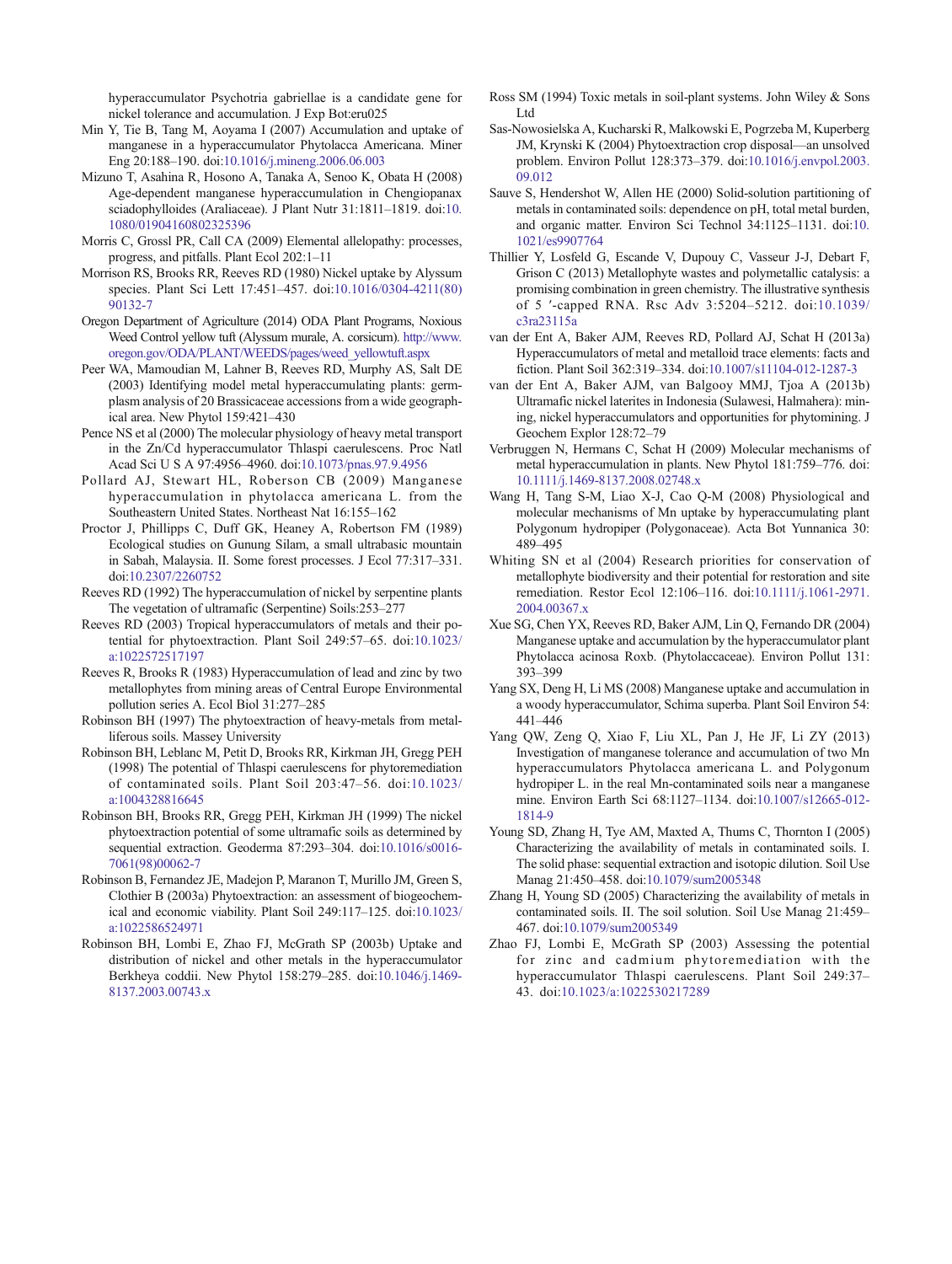hyperaccumulator Psychotria gabriellae is a candidate gene for nickel tolerance and accumulation. J Exp Bot:eru025

Min Y, Tie B, Tang M, Aoyama I (2007) Accumulation and uptake of manganese in a hyperaccumulator Phytolacca Americana. Miner Eng 20:188–190. doi:10.1016/j.mineng.2006.06.003

Mizuno T, Asahina R, Hosono A, Tanaka A, Senoo K, Obata H (2008) Age-dependent manganese hyperaccumulation in Chengiopanax sciadophylloides (Araliaceae). J Plant Nutr 31:1811–1819. doi:10.1080/01904160802325396

Morris C, Grossl PR, Call CA (2009) Elemental allelopathy: processes, progress, and pitfalls. Plant Ecol 202:1–11

Morrison RS, Brooks RR, Reeves RD (1980) Nickel uptake by Alyssum species. Plant Sci Lett 17:451–457. doi:10.1016/0304-4211(80)90132-7

Oregon Department of Agriculture (2014) ODA Plant Programs, Noxious Weed Control yellow tuft (Alyssum murale, A. corsicum). http://www.oregon.gov/ODA/PLANT/WEEDS/pages/weed_yellowtuft.aspx

Peer WA, Mamoudian M, Lahner B, Reeves RD, Murphy AS, Salt DE (2003) Identifying model metal hyperaccumulating plants: germplasm analysis of 20 Brassicaceae accessions from a wide geographical area. New Phytol 159:421–430

Pence NS et al (2000) The molecular physiology of heavy metal transport in the Zn/Cd hyperaccumulator Thlaspi caerulescens. Proc Natl Acad Sci U S A 97:4956–4960. doi:10.1073/pnas.97.9.4956

Pollard AJ, Stewart HL, Roberson CB (2009) Manganese hyperaccumulation in phytolacca americana L. from the Southeastern United States. Northeast Nat 16:155–162

Proctor J, Phillipps C, Duff GK, Heaney A, Robertson FM (1989) Ecological studies on Gunung Silam, a small ultrabasic mountain in Sabah, Malaysia. II. Some forest processes. J Ecol 77:317–331. doi:10.2307/2260752

Reeves RD (1992) The hyperaccumulation of nickel by serpentine plants The vegetation of ultramafic (Serpentine) Soils:253–277

Reeves RD (2003) Tropical hyperaccumulators of metals and their potential for phytoextraction. Plant Soil 249:57–65. doi:10.1023/a:1022572517197

Reeves R, Brooks R (1983) Hyperaccumulation of lead and zinc by two metallophytes from mining areas of Central Europe Environmental pollution series A. Ecol Biol 31:277–285

Robinson BH (1997) The phytoextraction of heavy-metals from metalliferous soils. Massey University

Robinson BH, Leblanc M, Petit D, Brooks RR, Kirkman JH, Gregg PEH (1998) The potential of Thlaspi caerulescens for phytoremediation of contaminated soils. Plant Soil 203:47–56. doi:10.1023/a:1004328816645

Robinson BH, Brooks RR, Gregg PEH, Kirkman JH (1999) The nickel phytoextraction potential of some ultramafic soils as determined by sequential extraction. Geoderma 87:293–304. doi:10.1016/s0016-7061(98)00062-7

Robinson B, Fernandez JE, Madejon P, Maranon T, Murillo JM, Green S, Clothier B (2003a) Phytoextraction: an assessment of biogeochemical and economic viability. Plant Soil 249:117–125. doi:10.1023/a:1022586524971

Robinson BH, Lombi E, Zhao FJ, McGrath SP (2003b) Uptake and distribution of nickel and other metals in the hyperaccumulator Berkheya coddii. New Phytol 158:279–285. doi:10.1046/j.1469-8137.2003.00743.x

Ross SM (1994) Toxic metals in soil-plant systems. John Wiley & Sons Ltd

Sas-Nowosielska A, Kucharski R, Malkowski E, Pogrzeba M, Kuperberg JM, Krynski K (2004) Phytoextraction crop disposal—an unsolved problem. Environ Pollut 128:373–379. doi:10.1016/j.envpol.2003.09.012

Sauve S, Hendershot W, Allen HE (2000) Solid-solution partitioning of metals in contaminated soils: dependence on pH, total metal burden, and organic matter. Environ Sci Technol 34:1125–1131. doi:10.1021/es9907764

Thillier Y, Losfeld G, Escande V, Dupouy C, Vasseur J-J, Debart F, Grison C (2013) Metallophyte wastes and polymetallic catalysis: a promising combination in green chemistry. The illustrative synthesis of 5 ′-capped RNA. Rsc Adv 3:5204–5212. doi:10.1039/c3ra23115a

van der Ent A, Baker AJM, Reeves RD, Pollard AJ, Schat H (2013a) Hyperaccumulators of metal and metalloid trace elements: facts and fiction. Plant Soil 362:319–334. doi:10.1007/s11104-012-1287-3

van der Ent A, Baker AJM, van Balgooy MMJ, Tjoa A (2013b) Ultramafic nickel laterites in Indonesia (Sulawesi, Halmahera): mining, nickel hyperaccumulators and opportunities for phytomining. J Geochem Explor 128:72–79

Verbruggen N, Hermans C, Schat H (2009) Molecular mechanisms of metal hyperaccumulation in plants. New Phytol 181:759–776. doi:10.1111/j.1469-8137.2008.02748.x

Wang H, Tang S-M, Liao X-J, Cao Q-M (2008) Physiological and molecular mechanisms of Mn uptake by hyperaccumulating plant Polygonum hydropiper (Polygonaceae). Acta Bot Yunnanica 30:489–495

Whiting SN et al (2004) Research priorities for conservation of metallophyte biodiversity and their potential for restoration and site remediation. Restor Ecol 12:106–116. doi:10.1111/j.1061-2971.2004.00367.x

Xue SG, Chen YX, Reeves RD, Baker AJM, Lin Q, Fernando DR (2004) Manganese uptake and accumulation by the hyperaccumulator plant Phytolacca acinosa Roxb. (Phytolaccaceae). Environ Pollut 131:393–399

Yang SX, Deng H, Li MS (2008) Manganese uptake and accumulation in a woody hyperaccumulator, Schima superba. Plant Soil Environ 54:441–446

Yang QW, Zeng Q, Xiao F, Liu XL, Pan J, He JF, Li ZY (2013) Investigation of manganese tolerance and accumulation of two Mn hyperaccumulators Phytolacca americana L. and Polygonum hydropiper L. in the real Mn-contaminated soils near a manganese mine. Environ Earth Sci 68:1127–1134. doi:10.1007/s12665-012-1814-9

Young SD, Zhang H, Tye AM, Maxted A, Thums C, Thornton I (2005) Characterizing the availability of metals in contaminated soils. I. The solid phase: sequential extraction and isotopic dilution. Soil Use Manag 21:450–458. doi:10.1079/sum2005348

Zhang H, Young SD (2005) Characterizing the availability of metals in contaminated soils. II. The soil solution. Soil Use Manag 21:459–467. doi:10.1079/sum2005349

Zhao FJ, Lombi E, McGrath SP (2003) Assessing the potential for zinc and cadmium phytoremediation with the hyperaccumulator Thlaspi caerulescens. Plant Soil 249:37–43. doi:10.1023/a:1022530217289